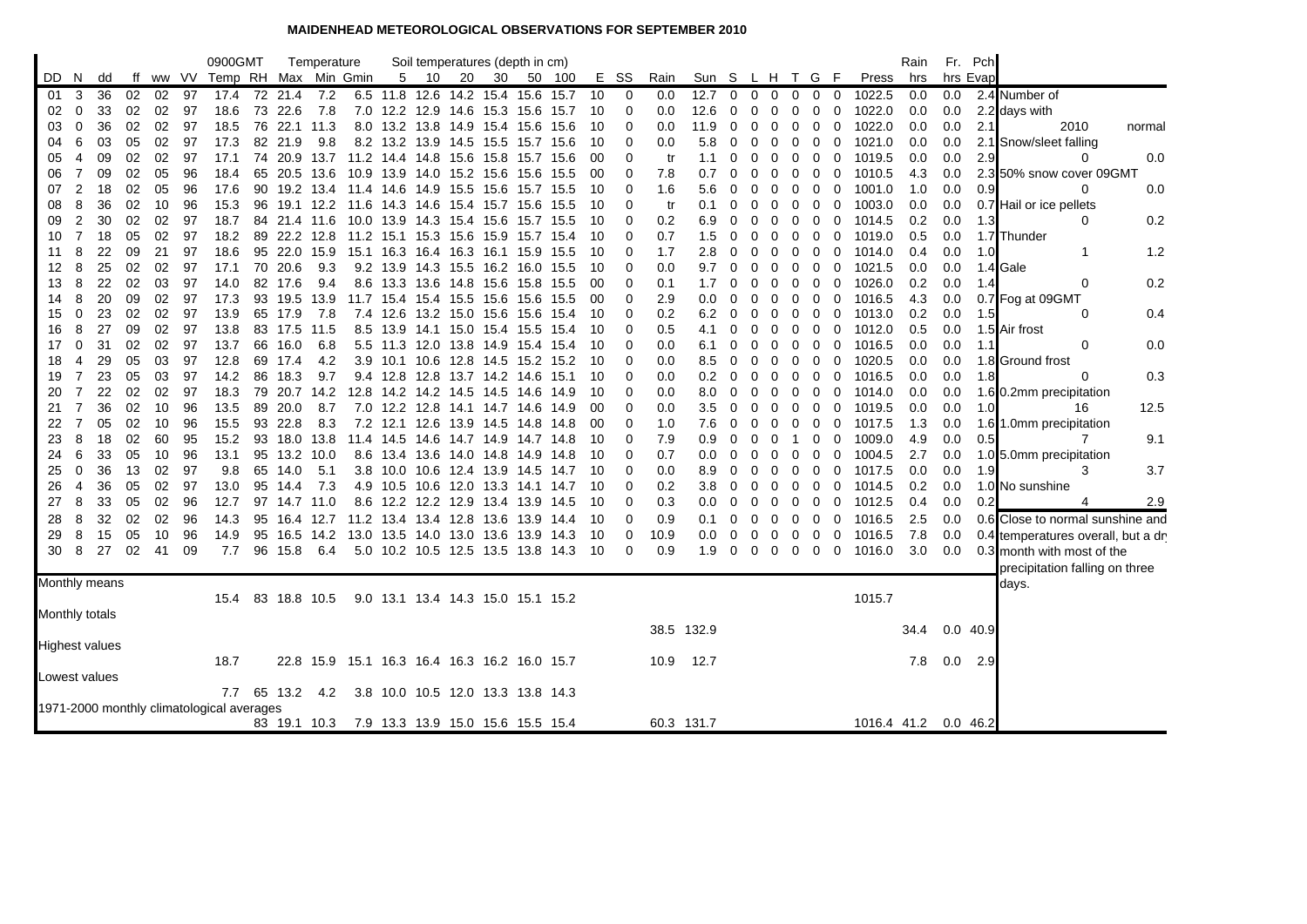# MAIDENHEAD METEOROLOGICAL OBSERVATIONS FOR SEPTEMBER 2010

| DD | N | dd | ff | ww | VV | 0900GMT Temp | RH | Temperature Max | Min | Gmin | Soil temperatures (depth in cm) 5 | 10 | 20 | 30 | 50 | 100 | E | SS | Rain | Sun | S | L | H | T | G | F | Press | Rain hrs | Fr. hrs | Pch Evap |
|---|---|---|---|---|---|---|---|---|---|---|---|---|---|---|---|---|---|---|---|---|---|---|---|---|---|---|---|---|---|---|
| 01 | 3 | 36 | 02 | 02 | 97 | 17.4 | 72 | 21.4 | 7.2 | 6.5 | 11.8 | 12.6 | 14.2 | 15.4 | 15.6 | 15.7 | 10 | 0 | 0.0 | 12.7 | 0 | 0 | 0 | 0 | 0 | 0 | 1022.5 | 0.0 | 0.0 | 2.4 |
| 02 | 0 | 33 | 02 | 02 | 97 | 18.6 | 73 | 22.6 | 7.8 | 7.0 | 12.2 | 12.9 | 14.6 | 15.3 | 15.6 | 15.7 | 10 | 0 | 0.0 | 12.6 | 0 | 0 | 0 | 0 | 0 | 0 | 1022.0 | 0.0 | 0.0 | 2.2 |
| 03 | 0 | 36 | 02 | 02 | 97 | 18.5 | 76 | 22.1 | 11.3 | 8.0 | 13.2 | 13.8 | 14.9 | 15.4 | 15.6 | 15.6 | 10 | 0 | 0.0 | 11.9 | 0 | 0 | 0 | 0 | 0 | 0 | 1022.0 | 0.0 | 0.0 | 2.1 |
| 04 | 6 | 03 | 05 | 02 | 97 | 17.3 | 82 | 21.9 | 9.8 | 8.2 | 13.2 | 13.9 | 14.5 | 15.5 | 15.7 | 15.6 | 10 | 0 | 0.0 | 5.8 | 0 | 0 | 0 | 0 | 0 | 0 | 1021.0 | 0.0 | 0.0 | 2.1 |
| 05 | 4 | 09 | 02 | 02 | 97 | 17.1 | 74 | 20.9 | 13.7 | 11.2 | 14.4 | 14.8 | 15.6 | 15.8 | 15.7 | 15.6 | 00 | 0 | tr | 1.1 | 0 | 0 | 0 | 0 | 0 | 0 | 1019.5 | 0.0 | 0.0 | 2.9 |
| 06 | 7 | 09 | 02 | 05 | 96 | 18.4 | 65 | 20.5 | 13.6 | 10.9 | 13.9 | 14.0 | 15.2 | 15.6 | 15.6 | 15.5 | 00 | 0 | 7.8 | 0.7 | 0 | 0 | 0 | 0 | 0 | 0 | 1010.5 | 4.3 | 0.0 | 2.3 |
| 07 | 2 | 18 | 02 | 05 | 96 | 17.6 | 90 | 19.2 | 13.4 | 11.4 | 14.6 | 14.9 | 15.5 | 15.6 | 15.7 | 15.5 | 10 | 0 | 1.6 | 5.6 | 0 | 0 | 0 | 0 | 0 | 0 | 1001.0 | 1.0 | 0.0 | 0.9 |
| 08 | 8 | 36 | 02 | 10 | 96 | 15.3 | 96 | 19.1 | 12.2 | 11.6 | 14.3 | 14.6 | 15.4 | 15.7 | 15.6 | 15.5 | 10 | 0 | tr | 0.1 | 0 | 0 | 0 | 0 | 0 | 0 | 1003.0 | 0.0 | 0.0 | 0.7 |
| 09 | 2 | 30 | 02 | 02 | 97 | 18.7 | 84 | 21.4 | 11.6 | 10.0 | 13.9 | 14.3 | 15.4 | 15.6 | 15.7 | 15.5 | 10 | 0 | 0.2 | 6.9 | 0 | 0 | 0 | 0 | 0 | 0 | 1014.5 | 0.2 | 0.0 | 1.3 |
| 10 | 7 | 18 | 05 | 02 | 97 | 18.2 | 89 | 22.2 | 12.8 | 11.2 | 15.1 | 15.3 | 15.6 | 15.9 | 15.7 | 15.4 | 10 | 0 | 0.7 | 1.5 | 0 | 0 | 0 | 0 | 0 | 0 | 1019.0 | 0.5 | 0.0 | 1.7 |
| 11 | 8 | 22 | 09 | 21 | 97 | 18.6 | 95 | 22.0 | 15.9 | 15.1 | 16.3 | 16.4 | 16.3 | 16.1 | 15.9 | 15.5 | 10 | 0 | 1.7 | 2.8 | 0 | 0 | 0 | 0 | 0 | 0 | 1014.0 | 0.4 | 0.0 | 1.0 |
| 12 | 8 | 25 | 02 | 02 | 97 | 17.1 | 70 | 20.6 | 9.3 | 9.2 | 13.9 | 14.3 | 15.5 | 16.2 | 16.0 | 15.5 | 10 | 0 | 0.0 | 9.7 | 0 | 0 | 0 | 0 | 0 | 0 | 1021.5 | 0.0 | 0.0 | 1.4 |
| 13 | 8 | 22 | 02 | 03 | 97 | 14.0 | 82 | 17.6 | 9.4 | 8.6 | 13.3 | 13.6 | 14.8 | 15.6 | 15.8 | 15.5 | 00 | 0 | 0.1 | 1.7 | 0 | 0 | 0 | 0 | 0 | 0 | 1026.0 | 0.2 | 0.0 | 1.4 |
| 14 | 8 | 20 | 09 | 02 | 97 | 17.3 | 93 | 19.5 | 13.9 | 11.7 | 15.4 | 15.4 | 15.5 | 15.6 | 15.6 | 15.5 | 00 | 0 | 2.9 | 0.0 | 0 | 0 | 0 | 0 | 0 | 0 | 1016.5 | 4.3 | 0.0 | 0.7 |
| 15 | 0 | 23 | 02 | 02 | 97 | 13.9 | 65 | 17.9 | 7.8 | 7.4 | 12.6 | 13.2 | 15.0 | 15.6 | 15.6 | 15.4 | 10 | 0 | 0.2 | 6.2 | 0 | 0 | 0 | 0 | 0 | 0 | 1013.0 | 0.2 | 0.0 | 1.5 |
| 16 | 8 | 27 | 09 | 02 | 97 | 13.8 | 83 | 17.5 | 11.5 | 8.5 | 13.9 | 14.1 | 15.0 | 15.4 | 15.5 | 15.4 | 10 | 0 | 0.5 | 4.1 | 0 | 0 | 0 | 0 | 0 | 0 | 1012.0 | 0.5 | 0.0 | 1.5 |
| 17 | 0 | 31 | 02 | 02 | 97 | 13.7 | 66 | 16.0 | 6.8 | 5.5 | 11.3 | 12.0 | 13.8 | 14.9 | 15.4 | 15.4 | 10 | 0 | 0.0 | 6.1 | 0 | 0 | 0 | 0 | 0 | 0 | 1016.5 | 0.0 | 0.0 | 1.1 |
| 18 | 4 | 29 | 05 | 03 | 97 | 12.8 | 69 | 17.4 | 4.2 | 3.9 | 10.1 | 10.6 | 12.8 | 14.5 | 15.2 | 15.2 | 10 | 0 | 0.0 | 8.5 | 0 | 0 | 0 | 0 | 0 | 0 | 1020.5 | 0.0 | 0.0 | 1.8 |
| 19 | 7 | 23 | 05 | 03 | 97 | 14.2 | 86 | 18.3 | 9.7 | 9.4 | 12.8 | 12.8 | 13.7 | 14.2 | 14.6 | 15.1 | 10 | 0 | 0.0 | 0.2 | 0 | 0 | 0 | 0 | 0 | 0 | 1016.5 | 0.0 | 0.0 | 1.8 |
| 20 | 7 | 22 | 02 | 02 | 97 | 18.3 | 79 | 20.7 | 14.2 | 12.8 | 14.2 | 14.2 | 14.5 | 14.5 | 14.6 | 14.9 | 10 | 0 | 0.0 | 8.0 | 0 | 0 | 0 | 0 | 0 | 0 | 1014.0 | 0.0 | 0.0 | 1.6 |
| 21 | 7 | 36 | 02 | 10 | 96 | 13.5 | 89 | 20.0 | 8.7 | 7.0 | 12.2 | 12.8 | 14.1 | 14.7 | 14.6 | 14.9 | 00 | 0 | 0.0 | 3.5 | 0 | 0 | 0 | 0 | 0 | 0 | 1019.5 | 0.0 | 0.0 | 1.0 |
| 22 | 7 | 05 | 02 | 10 | 96 | 15.5 | 93 | 22.8 | 8.3 | 7.2 | 12.1 | 12.6 | 13.9 | 14.5 | 14.8 | 14.8 | 00 | 0 | 1.0 | 7.6 | 0 | 0 | 0 | 0 | 0 | 0 | 1017.5 | 1.3 | 0.0 | 1.6 |
| 23 | 8 | 18 | 02 | 60 | 95 | 15.2 | 93 | 18.0 | 13.8 | 11.4 | 14.5 | 14.6 | 14.7 | 14.9 | 14.7 | 14.8 | 10 | 0 | 7.9 | 0.9 | 0 | 0 | 0 | 1 | 0 | 0 | 1009.0 | 4.9 | 0.0 | 0.5 |
| 24 | 6 | 33 | 05 | 10 | 96 | 13.1 | 95 | 13.2 | 10.0 | 8.6 | 13.4 | 13.6 | 14.0 | 14.8 | 14.9 | 14.8 | 10 | 0 | 0.7 | 0.0 | 0 | 0 | 0 | 0 | 0 | 0 | 1004.5 | 2.7 | 0.0 | 1.0 |
| 25 | 0 | 36 | 13 | 02 | 97 | 9.8 | 65 | 14.0 | 5.1 | 3.8 | 10.0 | 10.6 | 12.4 | 13.9 | 14.5 | 14.7 | 10 | 0 | 0.0 | 8.9 | 0 | 0 | 0 | 0 | 0 | 0 | 1017.5 | 0.0 | 0.0 | 1.9 |
| 26 | 4 | 36 | 05 | 02 | 97 | 13.0 | 95 | 14.4 | 7.3 | 4.9 | 10.5 | 10.6 | 12.0 | 13.3 | 14.1 | 14.7 | 10 | 0 | 0.2 | 3.8 | 0 | 0 | 0 | 0 | 0 | 0 | 1014.5 | 0.2 | 0.0 | 1.0 |
| 27 | 8 | 33 | 05 | 02 | 96 | 12.7 | 97 | 14.7 | 11.0 | 8.6 | 12.2 | 12.2 | 12.9 | 13.4 | 13.9 | 14.5 | 10 | 0 | 0.3 | 0.0 | 0 | 0 | 0 | 0 | 0 | 0 | 1012.5 | 0.4 | 0.0 | 0.2 |
| 28 | 8 | 32 | 02 | 02 | 96 | 14.3 | 95 | 16.4 | 12.7 | 11.2 | 13.4 | 13.4 | 12.8 | 13.6 | 13.9 | 14.4 | 10 | 0 | 0.9 | 0.1 | 0 | 0 | 0 | 0 | 0 | 0 | 1016.5 | 2.5 | 0.0 | 0.6 |
| 29 | 8 | 15 | 05 | 10 | 96 | 14.9 | 95 | 16.5 | 14.2 | 13.0 | 13.5 | 14.0 | 13.0 | 13.6 | 13.9 | 14.3 | 10 | 0 | 10.9 | 0.0 | 0 | 0 | 0 | 0 | 0 | 0 | 1016.5 | 7.8 | 0.0 | 0.4 |
| 30 | 8 | 27 | 02 | 41 | 09 | 7.7 | 96 | 15.8 | 6.4 | 5.0 | 10.2 | 10.5 | 12.5 | 13.5 | 13.8 | 14.3 | 10 | 0 | 0.9 | 1.9 | 0 | 0 | 0 | 0 | 0 | 0 | 1016.0 | 3.0 | 0.0 | 0.3 |
| Monthly means | | | | | | 15.4 | 83 | 18.8 | 10.5 | 9.0 | 13.1 | 13.4 | 14.3 | 15.0 | 15.1 | 15.2 | | | | | | | | | | | 1015.7 | | | |
| Monthly totals | | | | | | | | | | | | | | | | | | | 38.5 | 132.9 | | | | | | | | 34.4 | 0.0 | 40.9 |
| Highest values | | | | | | 18.7 | | 22.8 | 15.9 | 15.1 | 16.3 | 16.4 | 16.3 | 16.2 | 16.0 | 15.7 | | | 10.9 | 12.7 | | | | | | | | 7.8 | 0.0 | 2.9 |
| Lowest values | | | | | | 7.7 | 65 | 13.2 | 4.2 | 3.8 | 10.0 | 10.5 | 12.0 | 13.3 | 13.8 | 14.3 | | | | | | | | | | | | | | |
| 1971-2000 monthly climatological averages | | | | | | | 83 | 19.1 | 10.3 | 7.9 | 13.3 | 13.9 | 15.0 | 15.6 | 15.5 | 15.4 | | | 60.3 | 131.7 | | | | | | | 1016.4 | 41.2 | 0.0 | 46.2 |

| Number of days with | 2010 | normal |
|---|---|---|
| Snow/sleet falling | 0 | 0.0 |
| 50% snow cover 09GMT | 0 | 0.0 |
| Hail or ice pellets | 0 | 0.2 |
| Thunder | 1 | 1.2 |
| Gale | 0 | 0.2 |
| Fog at 09GMT | 0 | 0.4 |
| Air frost | 0 | 0.0 |
| Ground frost | 0 | 0.3 |
| 0.2mm precipitation | 16 | 12.5 |
| 1.0mm precipitation | 7 | 9.1 |
| 5.0mm precipitation | 3 | 3.7 |
| No sunshine | 4 | 2.9 |

Close to normal sunshine and temperatures overall, but a dry month with most of the precipitation falling on three days.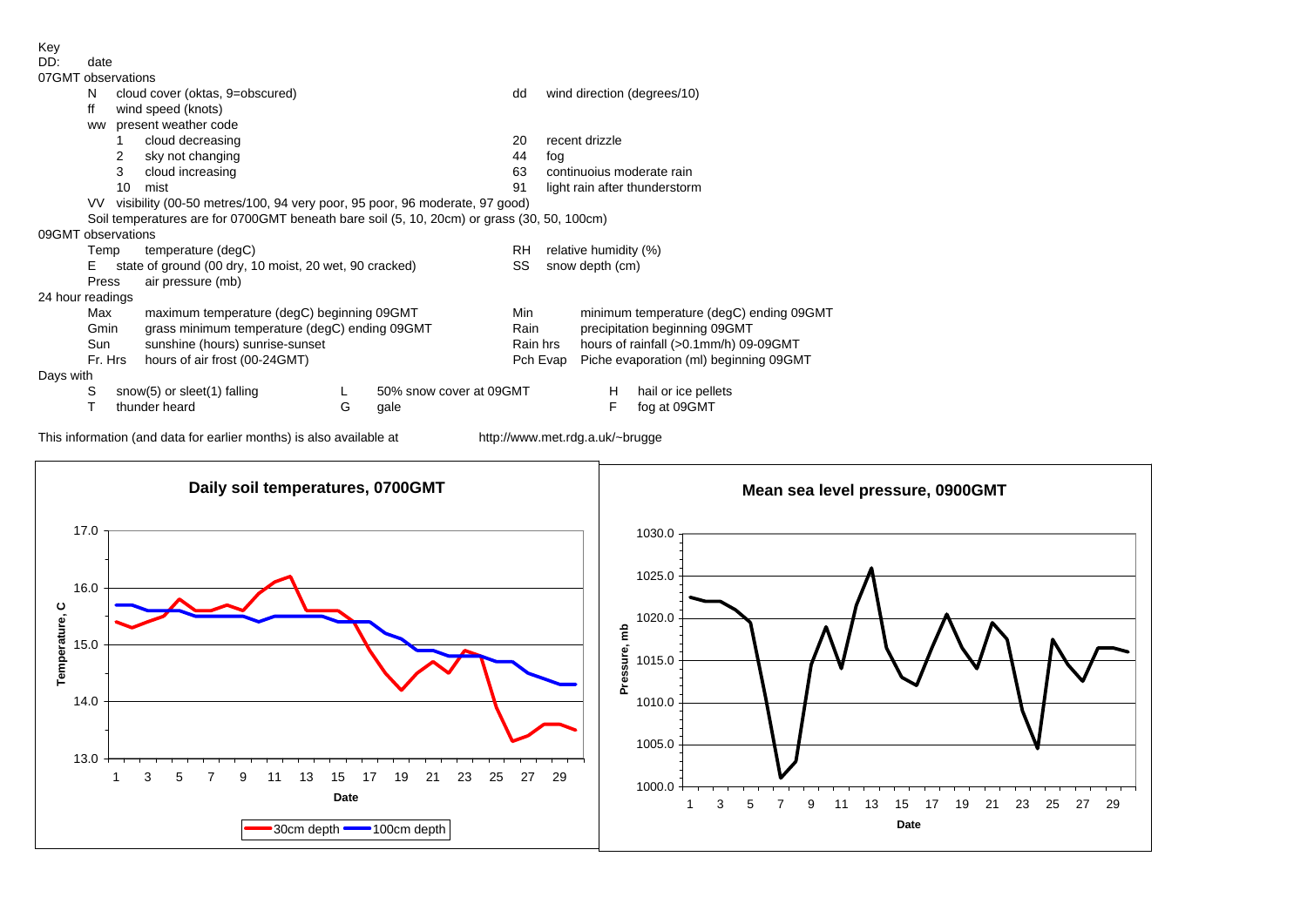Key

DD: date

07GMT observations

| | | | |
|---|---|---|---|
| N | cloud cover (oktas, 9=obscured) | dd | wind direction (degrees/10) |
| ff | wind speed (knots) | | |
| ww | present weather code | | |
| 1 | cloud decreasing | 20 | recent drizzle |
| 2 | sky not changing | 44 | fog |
| 3 | cloud increasing | 63 | continuoius moderate rain |
| 10 | mist | 91 | light rain after thunderstorm |

VV visibility (00-50 metres/100, 94 very poor, 95 poor, 96 moderate, 97 good)

Soil temperatures are for 0700GMT beneath bare soil (5, 10, 20cm) or grass (30, 50, 100cm)

09GMT observations

| | | | |
|---|---|---|---|
| Temp | temperature (degC) | RH | relative humidity (%) |
| E | state of ground (00 dry, 10 moist, 20 wet, 90 cracked) | SS | snow depth (cm) |
| Press | air pressure (mb) | | |

24 hour readings

| | | | |
|---|---|---|---|
| Max | maximum temperature (degC) beginning 09GMT | Min | minimum temperature (degC) ending 09GMT |
| Gmin | grass minimum temperature (degC) ending 09GMT | Rain | precipitation beginning 09GMT |
| Sun | sunshine (hours) sunrise-sunset | Rain hrs | hours of rainfall (>0.1mm/h) 09-09GMT |
| Fr. Hrs | hours of air frost (00-24GMT) | Pch Evap | Piche evaporation (ml) beginning 09GMT |

Days with

| | | | | | |
|---|---|---|---|---|---|
| S | snow(5) or sleet(1) falling | L | 50% snow cover at 09GMT | H | hail or ice pellets |
| T | thunder heard | G | gale | F | fog at 09GMT |

This information (and data for earlier months) is also available at http://www.met.rdg.a.uk/~brugge

**Daily soil temperatures, 0700GMT**

(Chart: Temperature, C vs Date; series: 30cm depth, 100cm depth)

**Mean sea level pressure, 0900GMT**

(Chart: Pressure, mb vs Date)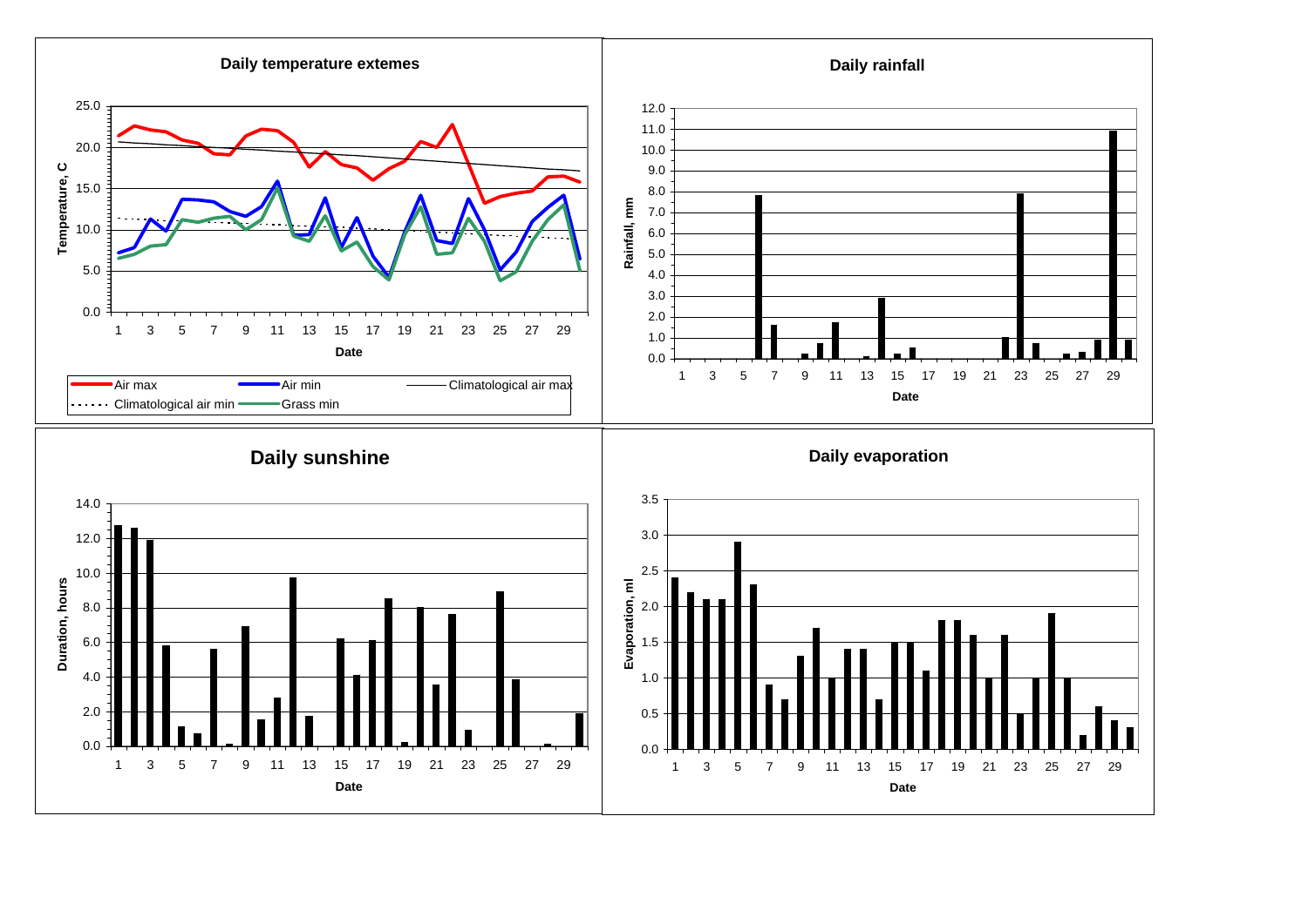Daily temperature extemes

Temperature, C

25.0
20.0
15.0
10.0
5.0
0.0

1 3 5 7 9 11 13 15 17 19 21 23 25 27 29

Date

Air max
Air min
Climatological air max
Climatological air min
Grass min

Daily rainfall

Rainfall, mm

12.0
11.0
10.0
9.0
8.0
7.0
6.0
5.0
4.0
3.0
2.0
1.0
0.0

1 3 5 7 9 11 13 15 17 19 21 23 25 27 29

Date

Daily sunshine

Duration, hours

14.0
12.0
10.0
8.0
6.0
4.0
2.0
0.0

1 3 5 7 9 11 13 15 17 19 21 23 25 27 29

Date

Daily evaporation

Evaporation, ml

3.5
3.0
2.5
2.0
1.5
1.0
0.5
0.0

1 3 5 7 9 11 13 15 17 19 21 23 25 27 29

Date